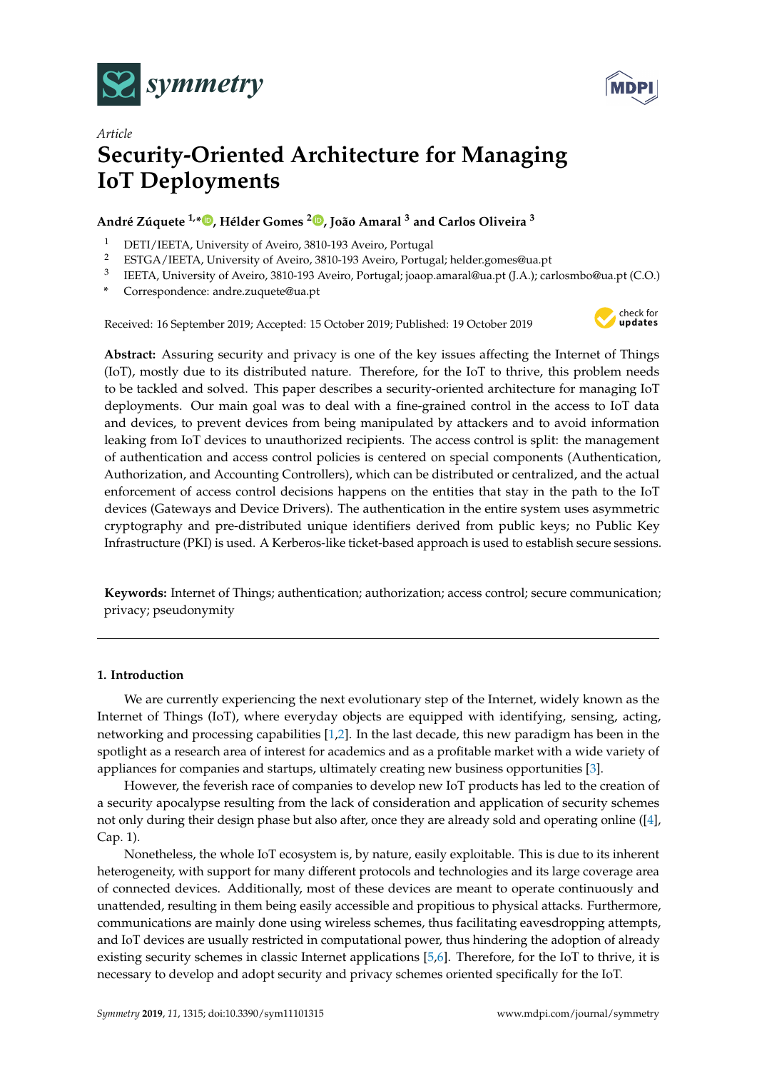*Article*

# Security-Oriented Architecture for Managing IoT Deployments

**André Zúquete [1,*], Hélder Gomes [2], João Amaral [3] and Carlos Oliveira [3]**

1 DETI/IEETA, University of Aveiro, 3810-193 Aveiro, Portugal
2 ESTGA/IEETA, University of Aveiro, 3810-193 Aveiro, Portugal; helder.gomes@ua.pt
3 IEETA, University of Aveiro, 3810-193 Aveiro, Portugal; joaop.amaral@ua.pt (J.A.); carlosmbo@ua.pt (C.O.)
* Correspondence: andre.zuquete@ua.pt

Received: 16 September 2019; Accepted: 15 October 2019; Published: 19 October 2019

**Abstract:** Assuring security and privacy is one of the key issues affecting the Internet of Things (IoT), mostly due to its distributed nature. Therefore, for the IoT to thrive, this problem needs to be tackled and solved. This paper describes a security-oriented architecture for managing IoT deployments. Our main goal was to deal with a fine-grained control in the access to IoT data and devices, to prevent devices from being manipulated by attackers and to avoid information leaking from IoT devices to unauthorized recipients. The access control is split: the management of authentication and access control policies is centered on special components (Authentication, Authorization, and Accounting Controllers), which can be distributed or centralized, and the actual enforcement of access control decisions happens on the entities that stay in the path to the IoT devices (Gateways and Device Drivers). The authentication in the entire system uses asymmetric cryptography and pre-distributed unique identifiers derived from public keys; no Public Key Infrastructure (PKI) is used. A Kerberos-like ticket-based approach is used to establish secure sessions.

**Keywords:** Internet of Things; authentication; authorization; access control; secure communication; privacy; pseudonymity

## 1. Introduction

We are currently experiencing the next evolutionary step of the Internet, widely known as the Internet of Things (IoT), where everyday objects are equipped with identifying, sensing, acting, networking and processing capabilities [1,2]. In the last decade, this new paradigm has been in the spotlight as a research area of interest for academics and as a profitable market with a wide variety of appliances for companies and startups, ultimately creating new business opportunities [3].

However, the feverish race of companies to develop new IoT products has led to the creation of a security apocalypse resulting from the lack of consideration and application of security schemes not only during their design phase but also after, once they are already sold and operating online ([4], Cap. 1).

Nonetheless, the whole IoT ecosystem is, by nature, easily exploitable. This is due to its inherent heterogeneity, with support for many different protocols and technologies and its large coverage area of connected devices. Additionally, most of these devices are meant to operate continuously and unattended, resulting in them being easily accessible and propitious to physical attacks. Furthermore, communications are mainly done using wireless schemes, thus facilitating eavesdropping attempts, and IoT devices are usually restricted in computational power, thus hindering the adoption of already existing security schemes in classic Internet applications [5,6]. Therefore, for the IoT to thrive, it is necessary to develop and adopt security and privacy schemes oriented specifically for the IoT.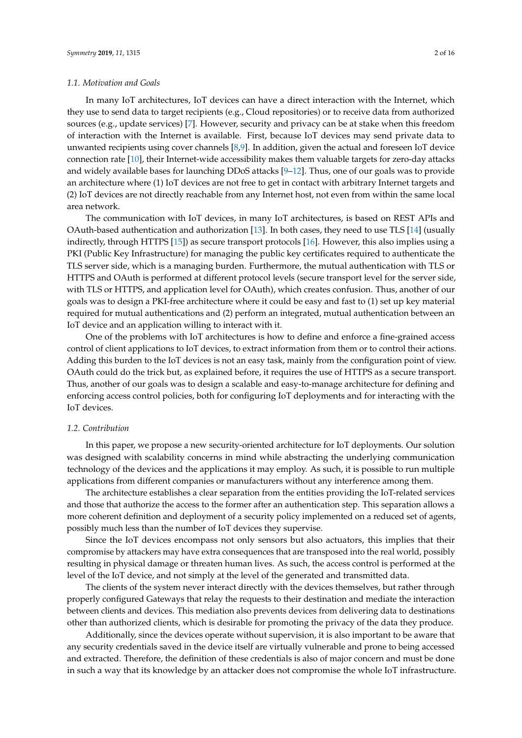### 1.1. Motivation and Goals

In many IoT architectures, IoT devices can have a direct interaction with the Internet, which they use to send data to target recipients (e.g., Cloud repositories) or to receive data from authorized sources (e.g., update services) [7]. However, security and privacy can be at stake when this freedom of interaction with the Internet is available. First, because IoT devices may send private data to unwanted recipients using cover channels [8,9]. In addition, given the actual and foreseen IoT device connection rate [10], their Internet-wide accessibility makes them valuable targets for zero-day attacks and widely available bases for launching DDoS attacks [9–12]. Thus, one of our goals was to provide an architecture where (1) IoT devices are not free to get in contact with arbitrary Internet targets and (2) IoT devices are not directly reachable from any Internet host, not even from within the same local area network.

The communication with IoT devices, in many IoT architectures, is based on REST APIs and OAuth-based authentication and authorization [13]. In both cases, they need to use TLS [14] (usually indirectly, through HTTPS [15]) as secure transport protocols [16]. However, this also implies using a PKI (Public Key Infrastructure) for managing the public key certificates required to authenticate the TLS server side, which is a managing burden. Furthermore, the mutual authentication with TLS or HTTPS and OAuth is performed at different protocol levels (secure transport level for the server side, with TLS or HTTPS, and application level for OAuth), which creates confusion. Thus, another of our goals was to design a PKI-free architecture where it could be easy and fast to (1) set up key material required for mutual authentications and (2) perform an integrated, mutual authentication between an IoT device and an application willing to interact with it.

One of the problems with IoT architectures is how to define and enforce a fine-grained access control of client applications to IoT devices, to extract information from them or to control their actions. Adding this burden to the IoT devices is not an easy task, mainly from the configuration point of view. OAuth could do the trick but, as explained before, it requires the use of HTTPS as a secure transport. Thus, another of our goals was to design a scalable and easy-to-manage architecture for defining and enforcing access control policies, both for configuring IoT deployments and for interacting with the IoT devices.

### 1.2. Contribution

In this paper, we propose a new security-oriented architecture for IoT deployments. Our solution was designed with scalability concerns in mind while abstracting the underlying communication technology of the devices and the applications it may employ. As such, it is possible to run multiple applications from different companies or manufacturers without any interference among them.

The architecture establishes a clear separation from the entities providing the IoT-related services and those that authorize the access to the former after an authentication step. This separation allows a more coherent definition and deployment of a security policy implemented on a reduced set of agents, possibly much less than the number of IoT devices they supervise.

Since the IoT devices encompass not only sensors but also actuators, this implies that their compromise by attackers may have extra consequences that are transposed into the real world, possibly resulting in physical damage or threaten human lives. As such, the access control is performed at the level of the IoT device, and not simply at the level of the generated and transmitted data.

The clients of the system never interact directly with the devices themselves, but rather through properly configured Gateways that relay the requests to their destination and mediate the interaction between clients and devices. This mediation also prevents devices from delivering data to destinations other than authorized clients, which is desirable for promoting the privacy of the data they produce.

Additionally, since the devices operate without supervision, it is also important to be aware that any security credentials saved in the device itself are virtually vulnerable and prone to being accessed and extracted. Therefore, the definition of these credentials is also of major concern and must be done in such a way that its knowledge by an attacker does not compromise the whole IoT infrastructure.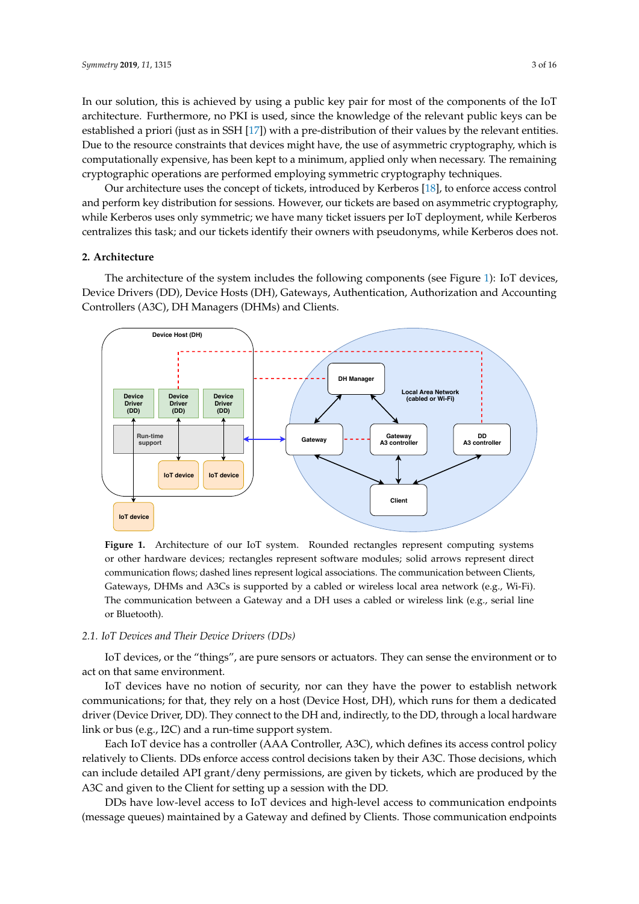In our solution, this is achieved by using a public key pair for most of the components of the IoT architecture. Furthermore, no PKI is used, since the knowledge of the relevant public keys can be established a priori (just as in SSH [17]) with a pre-distribution of their values by the relevant entities. Due to the resource constraints that devices might have, the use of asymmetric cryptography, which is computationally expensive, has been kept to a minimum, applied only when necessary. The remaining cryptographic operations are performed employing symmetric cryptography techniques.

Our architecture uses the concept of tickets, introduced by Kerberos [18], to enforce access control and perform key distribution for sessions. However, our tickets are based on asymmetric cryptography, while Kerberos uses only symmetric; we have many ticket issuers per IoT deployment, while Kerberos centralizes this task; and our tickets identify their owners with pseudonyms, while Kerberos does not.

## 2. Architecture

The architecture of the system includes the following components (see Figure 1): IoT devices, Device Drivers (DD), Device Hosts (DH), Gateways, Authentication, Authorization and Accounting Controllers (A3C), DH Managers (DHMs) and Clients.

**Figure 1.** Architecture of our IoT system. Rounded rectangles represent computing systems or other hardware devices; rectangles represent software modules; solid arrows represent direct communication flows; dashed lines represent logical associations. The communication between Clients, Gateways, DHMs and A3Cs is supported by a cabled or wireless local area network (e.g., Wi-Fi). The communication between a Gateway and a DH uses a cabled or wireless link (e.g., serial line or Bluetooth).

### 2.1. IoT Devices and Their Device Drivers (DDs)

IoT devices, or the "things", are pure sensors or actuators. They can sense the environment or to act on that same environment.

IoT devices have no notion of security, nor can they have the power to establish network communications; for that, they rely on a host (Device Host, DH), which runs for them a dedicated driver (Device Driver, DD). They connect to the DH and, indirectly, to the DD, through a local hardware link or bus (e.g., I2C) and a run-time support system.

Each IoT device has a controller (AAA Controller, A3C), which defines its access control policy relatively to Clients. DDs enforce access control decisions taken by their A3C. Those decisions, which can include detailed API grant/deny permissions, are given by tickets, which are produced by the A3C and given to the Client for setting up a session with the DD.

DDs have low-level access to IoT devices and high-level access to communication endpoints (message queues) maintained by a Gateway and defined by Clients. Those communication endpoints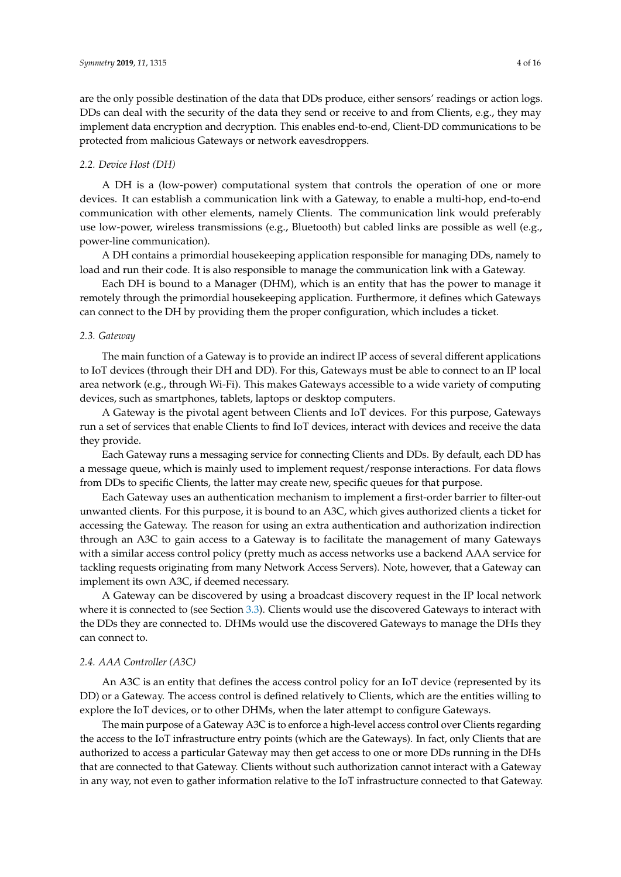are the only possible destination of the data that DDs produce, either sensors' readings or action logs. DDs can deal with the security of the data they send or receive to and from Clients, e.g., they may implement data encryption and decryption. This enables end-to-end, Client-DD communications to be protected from malicious Gateways or network eavesdroppers.

### *2.2. Device Host (DH)*

A DH is a (low-power) computational system that controls the operation of one or more devices. It can establish a communication link with a Gateway, to enable a multi-hop, end-to-end communication with other elements, namely Clients. The communication link would preferably use low-power, wireless transmissions (e.g., Bluetooth) but cabled links are possible as well (e.g., power-line communication).

A DH contains a primordial housekeeping application responsible for managing DDs, namely to load and run their code. It is also responsible to manage the communication link with a Gateway.

Each DH is bound to a Manager (DHM), which is an entity that has the power to manage it remotely through the primordial housekeeping application. Furthermore, it defines which Gateways can connect to the DH by providing them the proper configuration, which includes a ticket.

### *2.3. Gateway*

The main function of a Gateway is to provide an indirect IP access of several different applications to IoT devices (through their DH and DD). For this, Gateways must be able to connect to an IP local area network (e.g., through Wi-Fi). This makes Gateways accessible to a wide variety of computing devices, such as smartphones, tablets, laptops or desktop computers.

A Gateway is the pivotal agent between Clients and IoT devices. For this purpose, Gateways run a set of services that enable Clients to find IoT devices, interact with devices and receive the data they provide.

Each Gateway runs a messaging service for connecting Clients and DDs. By default, each DD has a message queue, which is mainly used to implement request/response interactions. For data flows from DDs to specific Clients, the latter may create new, specific queues for that purpose.

Each Gateway uses an authentication mechanism to implement a first-order barrier to filter-out unwanted clients. For this purpose, it is bound to an A3C, which gives authorized clients a ticket for accessing the Gateway. The reason for using an extra authentication and authorization indirection through an A3C to gain access to a Gateway is to facilitate the management of many Gateways with a similar access control policy (pretty much as access networks use a backend AAA service for tackling requests originating from many Network Access Servers). Note, however, that a Gateway can implement its own A3C, if deemed necessary.

A Gateway can be discovered by using a broadcast discovery request in the IP local network where it is connected to (see Section 3.3). Clients would use the discovered Gateways to interact with the DDs they are connected to. DHMs would use the discovered Gateways to manage the DHs they can connect to.

### *2.4. AAA Controller (A3C)*

An A3C is an entity that defines the access control policy for an IoT device (represented by its DD) or a Gateway. The access control is defined relatively to Clients, which are the entities willing to explore the IoT devices, or to other DHMs, when the later attempt to configure Gateways.

The main purpose of a Gateway A3C is to enforce a high-level access control over Clients regarding the access to the IoT infrastructure entry points (which are the Gateways). In fact, only Clients that are authorized to access a particular Gateway may then get access to one or more DDs running in the DHs that are connected to that Gateway. Clients without such authorization cannot interact with a Gateway in any way, not even to gather information relative to the IoT infrastructure connected to that Gateway.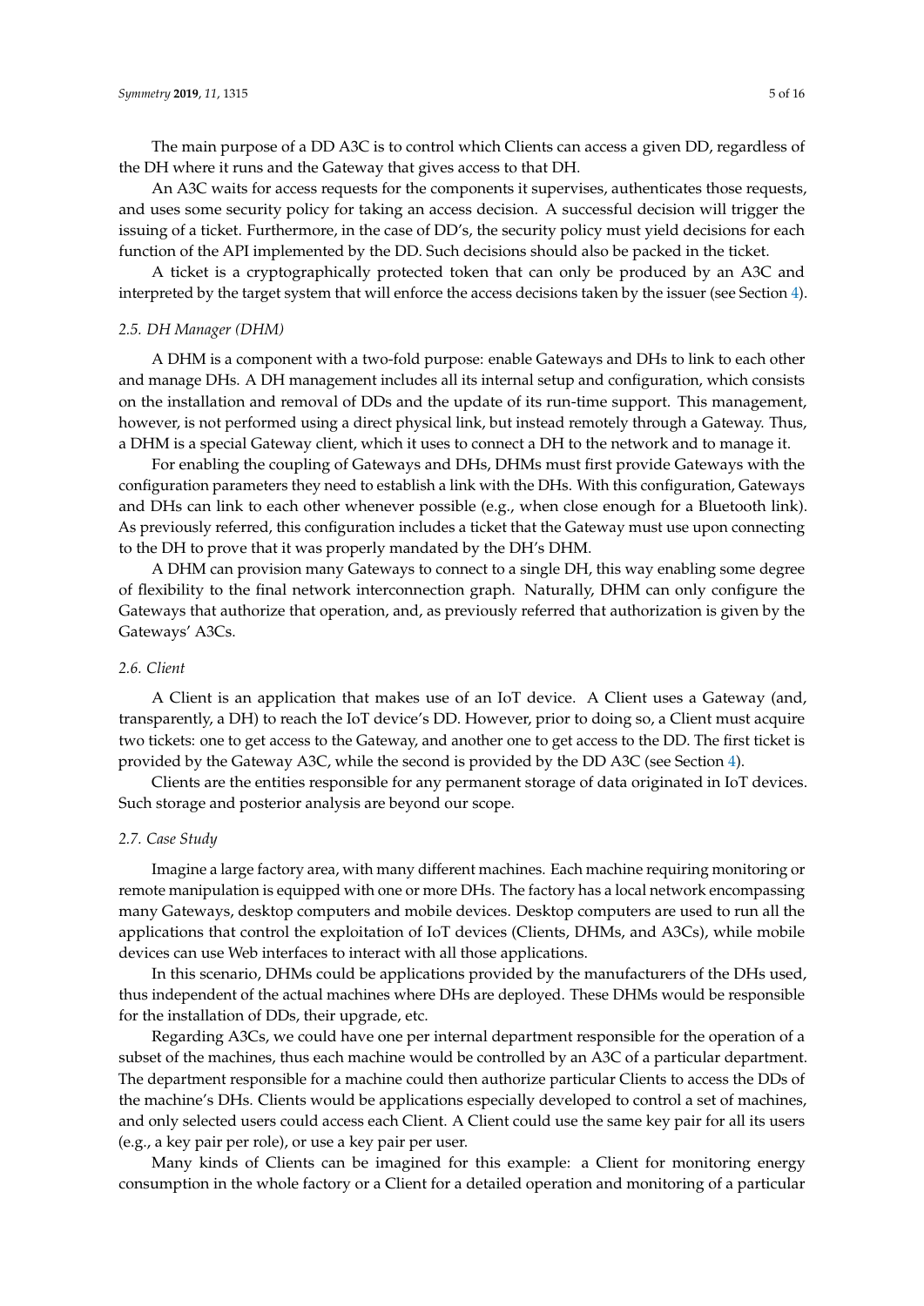The main purpose of a DD A3C is to control which Clients can access a given DD, regardless of the DH where it runs and the Gateway that gives access to that DH.

An A3C waits for access requests for the components it supervises, authenticates those requests, and uses some security policy for taking an access decision. A successful decision will trigger the issuing of a ticket. Furthermore, in the case of DD's, the security policy must yield decisions for each function of the API implemented by the DD. Such decisions should also be packed in the ticket.

A ticket is a cryptographically protected token that can only be produced by an A3C and interpreted by the target system that will enforce the access decisions taken by the issuer (see Section 4).

### 2.5. DH Manager (DHM)

A DHM is a component with a two-fold purpose: enable Gateways and DHs to link to each other and manage DHs. A DH management includes all its internal setup and configuration, which consists on the installation and removal of DDs and the update of its run-time support. This management, however, is not performed using a direct physical link, but instead remotely through a Gateway. Thus, a DHM is a special Gateway client, which it uses to connect a DH to the network and to manage it.

For enabling the coupling of Gateways and DHs, DHMs must first provide Gateways with the configuration parameters they need to establish a link with the DHs. With this configuration, Gateways and DHs can link to each other whenever possible (e.g., when close enough for a Bluetooth link). As previously referred, this configuration includes a ticket that the Gateway must use upon connecting to the DH to prove that it was properly mandated by the DH's DHM.

A DHM can provision many Gateways to connect to a single DH, this way enabling some degree of flexibility to the final network interconnection graph. Naturally, DHM can only configure the Gateways that authorize that operation, and, as previously referred that authorization is given by the Gateways' A3Cs.

### 2.6. Client

A Client is an application that makes use of an IoT device. A Client uses a Gateway (and, transparently, a DH) to reach the IoT device's DD. However, prior to doing so, a Client must acquire two tickets: one to get access to the Gateway, and another one to get access to the DD. The first ticket is provided by the Gateway A3C, while the second is provided by the DD A3C (see Section 4).

Clients are the entities responsible for any permanent storage of data originated in IoT devices. Such storage and posterior analysis are beyond our scope.

### 2.7. Case Study

Imagine a large factory area, with many different machines. Each machine requiring monitoring or remote manipulation is equipped with one or more DHs. The factory has a local network encompassing many Gateways, desktop computers and mobile devices. Desktop computers are used to run all the applications that control the exploitation of IoT devices (Clients, DHMs, and A3Cs), while mobile devices can use Web interfaces to interact with all those applications.

In this scenario, DHMs could be applications provided by the manufacturers of the DHs used, thus independent of the actual machines where DHs are deployed. These DHMs would be responsible for the installation of DDs, their upgrade, etc.

Regarding A3Cs, we could have one per internal department responsible for the operation of a subset of the machines, thus each machine would be controlled by an A3C of a particular department. The department responsible for a machine could then authorize particular Clients to access the DDs of the machine's DHs. Clients would be applications especially developed to control a set of machines, and only selected users could access each Client. A Client could use the same key pair for all its users (e.g., a key pair per role), or use a key pair per user.

Many kinds of Clients can be imagined for this example: a Client for monitoring energy consumption in the whole factory or a Client for a detailed operation and monitoring of a particular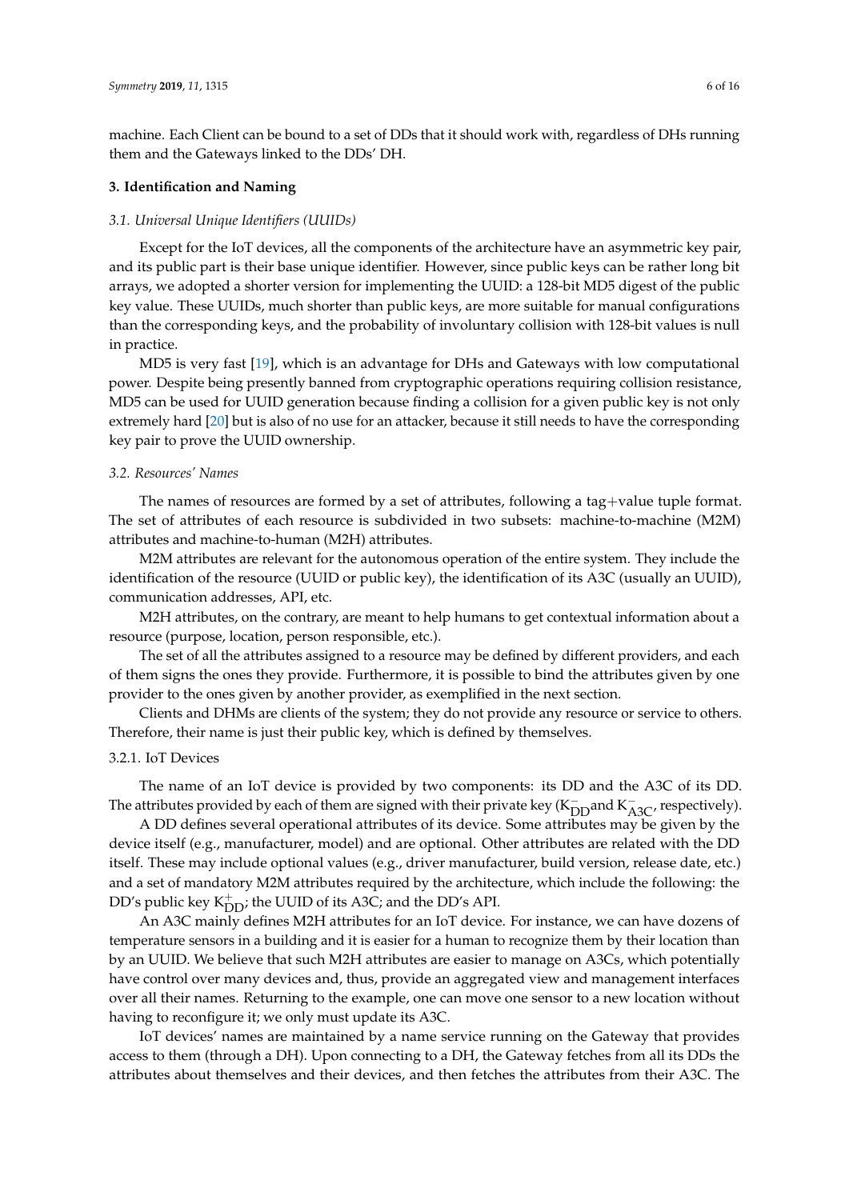machine. Each Client can be bound to a set of DDs that it should work with, regardless of DHs running them and the Gateways linked to the DDs' DH.

## 3. Identification and Naming

### *3.1. Universal Unique Identifiers (UUIDs)*

Except for the IoT devices, all the components of the architecture have an asymmetric key pair, and its public part is their base unique identifier. However, since public keys can be rather long bit arrays, we adopted a shorter version for implementing the UUID: a 128-bit MD5 digest of the public key value. These UUIDs, much shorter than public keys, are more suitable for manual configurations than the corresponding keys, and the probability of involuntary collision with 128-bit values is null in practice.

MD5 is very fast [19], which is an advantage for DHs and Gateways with low computational power. Despite being presently banned from cryptographic operations requiring collision resistance, MD5 can be used for UUID generation because finding a collision for a given public key is not only extremely hard [20] but is also of no use for an attacker, because it still needs to have the corresponding key pair to prove the UUID ownership.

### *3.2. Resources' Names*

The names of resources are formed by a set of attributes, following a tag+value tuple format. The set of attributes of each resource is subdivided in two subsets: machine-to-machine (M2M) attributes and machine-to-human (M2H) attributes.

M2M attributes are relevant for the autonomous operation of the entire system. They include the identification of the resource (UUID or public key), the identification of its A3C (usually an UUID), communication addresses, API, etc.

M2H attributes, on the contrary, are meant to help humans to get contextual information about a resource (purpose, location, person responsible, etc.).

The set of all the attributes assigned to a resource may be defined by different providers, and each of them signs the ones they provide. Furthermore, it is possible to bind the attributes given by one provider to the ones given by another provider, as exemplified in the next section.

Clients and DHMs are clients of the system; they do not provide any resource or service to others. Therefore, their name is just their public key, which is defined by themselves.

#### 3.2.1. IoT Devices

The name of an IoT device is provided by two components: its DD and the A3C of its DD. The attributes provided by each of them are signed with their private key ($K^{-}_{DD}$and $K^{-}_{A3C}$, respectively).

A DD defines several operational attributes of its device. Some attributes may be given by the device itself (e.g., manufacturer, model) and are optional. Other attributes are related with the DD itself. These may include optional values (e.g., driver manufacturer, build version, release date, etc.) and a set of mandatory M2M attributes required by the architecture, which include the following: the DD's public key $K^{+}_{DD}$; the UUID of its A3C; and the DD's API.

An A3C mainly defines M2H attributes for an IoT device. For instance, we can have dozens of temperature sensors in a building and it is easier for a human to recognize them by their location than by an UUID. We believe that such M2H attributes are easier to manage on A3Cs, which potentially have control over many devices and, thus, provide an aggregated view and management interfaces over all their names. Returning to the example, one can move one sensor to a new location without having to reconfigure it; we only must update its A3C.

IoT devices' names are maintained by a name service running on the Gateway that provides access to them (through a DH). Upon connecting to a DH, the Gateway fetches from all its DDs the attributes about themselves and their devices, and then fetches the attributes from their A3C. The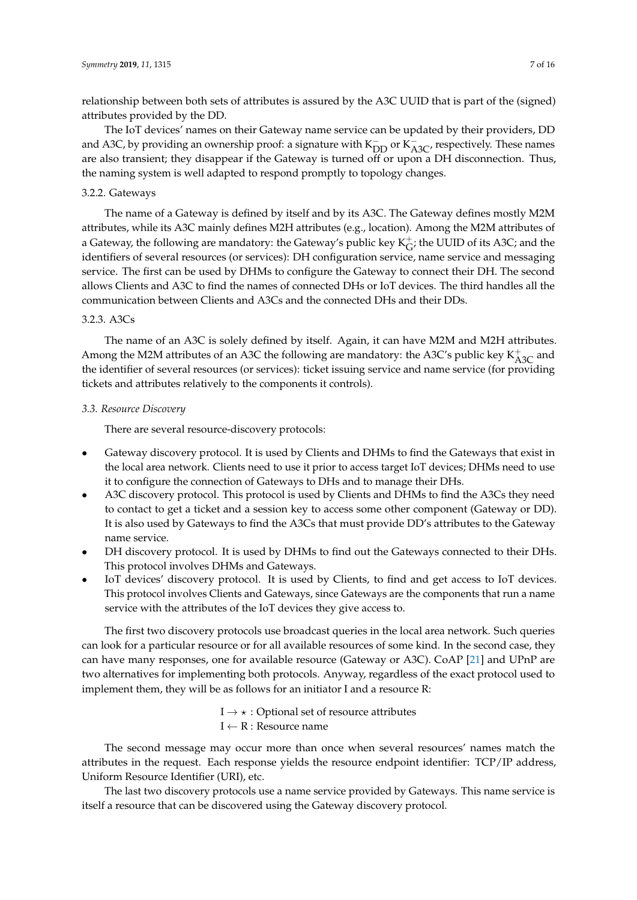relationship between both sets of attributes is assured by the A3C UUID that is part of the (signed) attributes provided by the DD.

The IoT devices' names on their Gateway name service can be updated by their providers, DD and A3C, by providing an ownership proof: a signature with $K^{-}_{DD}$ or $K^{-}_{A3C}$, respectively. These names are also transient; they disappear if the Gateway is turned off or upon a DH disconnection. Thus, the naming system is well adapted to respond promptly to topology changes.

#### 3.2.2. Gateways

The name of a Gateway is defined by itself and by its A3C. The Gateway defines mostly M2M attributes, while its A3C mainly defines M2H attributes (e.g., location). Among the M2M attributes of a Gateway, the following are mandatory: the Gateway's public key $K^{+}_{G}$; the UUID of its A3C; and the identifiers of several resources (or services): DH configuration service, name service and messaging service. The first can be used by DHMs to configure the Gateway to connect their DH. The second allows Clients and A3C to find the names of connected DHs or IoT devices. The third handles all the communication between Clients and A3Cs and the connected DHs and their DDs.

#### 3.2.3. A3Cs

The name of an A3C is solely defined by itself. Again, it can have M2M and M2H attributes. Among the M2M attributes of an A3C the following are mandatory: the A3C's public key $K^{+}_{A3C}$ and the identifier of several resources (or services): ticket issuing service and name service (for providing tickets and attributes relatively to the components it controls).

### *3.3. Resource Discovery*

There are several resource-discovery protocols:

- Gateway discovery protocol. It is used by Clients and DHMs to find the Gateways that exist in the local area network. Clients need to use it prior to access target IoT devices; DHMs need to use it to configure the connection of Gateways to DHs and to manage their DHs.
- A3C discovery protocol. This protocol is used by Clients and DHMs to find the A3Cs they need to contact to get a ticket and a session key to access some other component (Gateway or DD). It is also used by Gateways to find the A3Cs that must provide DD's attributes to the Gateway name service.
- DH discovery protocol. It is used by DHMs to find out the Gateways connected to their DHs. This protocol involves DHMs and Gateways.
- IoT devices' discovery protocol. It is used by Clients, to find and get access to IoT devices. This protocol involves Clients and Gateways, since Gateways are the components that run a name service with the attributes of the IoT devices they give access to.

The first two discovery protocols use broadcast queries in the local area network. Such queries can look for a particular resource or for all available resources of some kind. In the second case, they can have many responses, one for available resource (Gateway or A3C). CoAP [21] and UPnP are two alternatives for implementing both protocols. Anyway, regardless of the exact protocol used to implement them, they will be as follows for an initiator I and a resource R:

$$
\begin{aligned}
\mathrm{I} &\rightarrow \star : \text{Optional set of resource attributes} \\
\mathrm{I} &\leftarrow \mathrm{R} : \text{Resource name}
\end{aligned}
$$

The second message may occur more than once when several resources' names match the attributes in the request. Each response yields the resource endpoint identifier: TCP/IP address, Uniform Resource Identifier (URI), etc.

The last two discovery protocols use a name service provided by Gateways. This name service is itself a resource that can be discovered using the Gateway discovery protocol.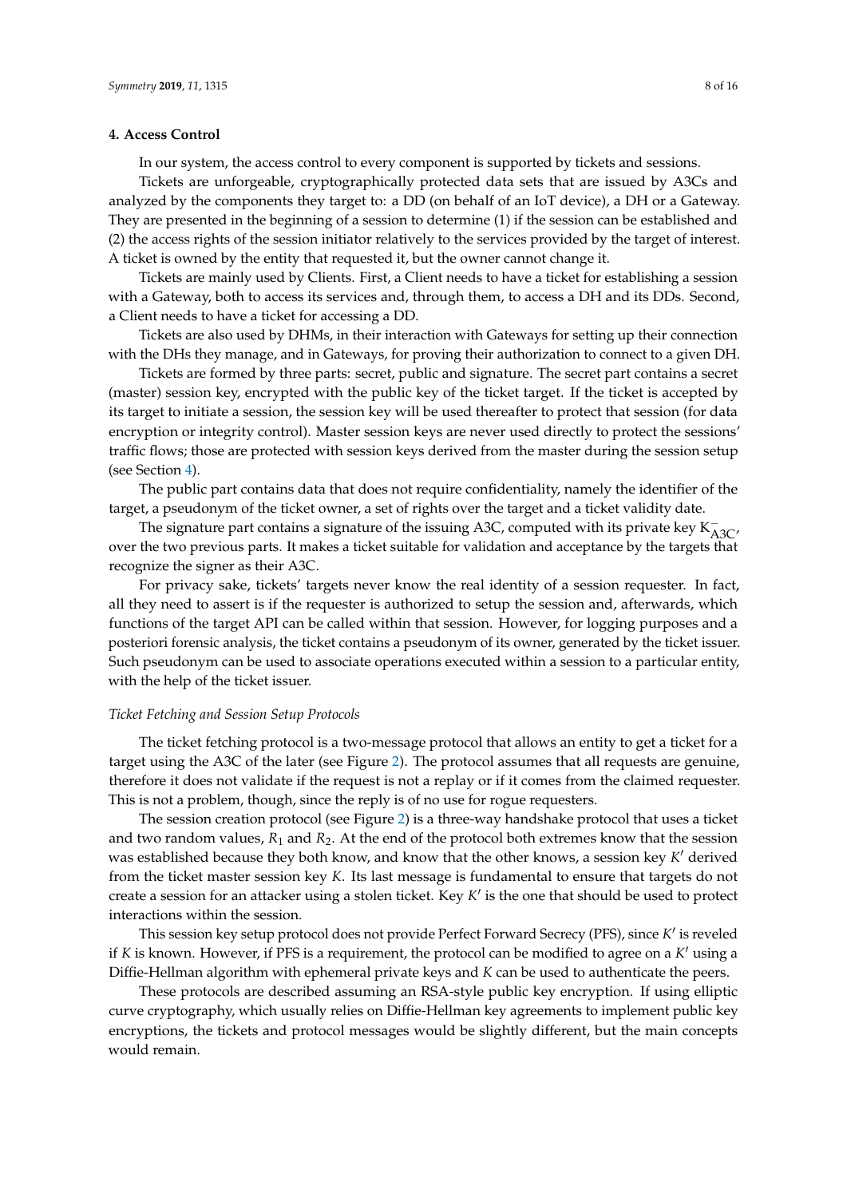## 4. Access Control

In our system, the access control to every component is supported by tickets and sessions.

Tickets are unforgeable, cryptographically protected data sets that are issued by A3Cs and analyzed by the components they target to: a DD (on behalf of an IoT device), a DH or a Gateway. They are presented in the beginning of a session to determine (1) if the session can be established and (2) the access rights of the session initiator relatively to the services provided by the target of interest. A ticket is owned by the entity that requested it, but the owner cannot change it.

Tickets are mainly used by Clients. First, a Client needs to have a ticket for establishing a session with a Gateway, both to access its services and, through them, to access a DH and its DDs. Second, a Client needs to have a ticket for accessing a DD.

Tickets are also used by DHMs, in their interaction with Gateways for setting up their connection with the DHs they manage, and in Gateways, for proving their authorization to connect to a given DH.

Tickets are formed by three parts: secret, public and signature. The secret part contains a secret (master) session key, encrypted with the public key of the ticket target. If the ticket is accepted by its target to initiate a session, the session key will be used thereafter to protect that session (for data encryption or integrity control). Master session keys are never used directly to protect the sessions' traffic flows; those are protected with session keys derived from the master during the session setup (see Section 4).

The public part contains data that does not require confidentiality, namely the identifier of the target, a pseudonym of the ticket owner, a set of rights over the target and a ticket validity date.

The signature part contains a signature of the issuing A3C, computed with its private key $K^{-}_{A3C}$, over the two previous parts. It makes a ticket suitable for validation and acceptance by the targets that recognize the signer as their A3C.

For privacy sake, tickets' targets never know the real identity of a session requester. In fact, all they need to assert is if the requester is authorized to setup the session and, afterwards, which functions of the target API can be called within that session. However, for logging purposes and a posteriori forensic analysis, the ticket contains a pseudonym of its owner, generated by the ticket issuer. Such pseudonym can be used to associate operations executed within a session to a particular entity, with the help of the ticket issuer.

### *Ticket Fetching and Session Setup Protocols*

The ticket fetching protocol is a two-message protocol that allows an entity to get a ticket for a target using the A3C of the later (see Figure 2). The protocol assumes that all requests are genuine, therefore it does not validate if the request is not a replay or if it comes from the claimed requester. This is not a problem, though, since the reply is of no use for rogue requesters.

The session creation protocol (see Figure 2) is a three-way handshake protocol that uses a ticket and two random values, $R_1$ and $R_2$. At the end of the protocol both extremes know that the session was established because they both know, and know that the other knows, a session key $K'$ derived from the ticket master session key $K$. Its last message is fundamental to ensure that targets do not create a session for an attacker using a stolen ticket. Key $K'$ is the one that should be used to protect interactions within the session.

This session key setup protocol does not provide Perfect Forward Secrecy (PFS), since $K'$ is reveled if $K$ is known. However, if PFS is a requirement, the protocol can be modified to agree on a $K'$ using a Diffie-Hellman algorithm with ephemeral private keys and $K$ can be used to authenticate the peers.

These protocols are described assuming an RSA-style public key encryption. If using elliptic curve cryptography, which usually relies on Diffie-Hellman key agreements to implement public key encryptions, the tickets and protocol messages would be slightly different, but the main concepts would remain.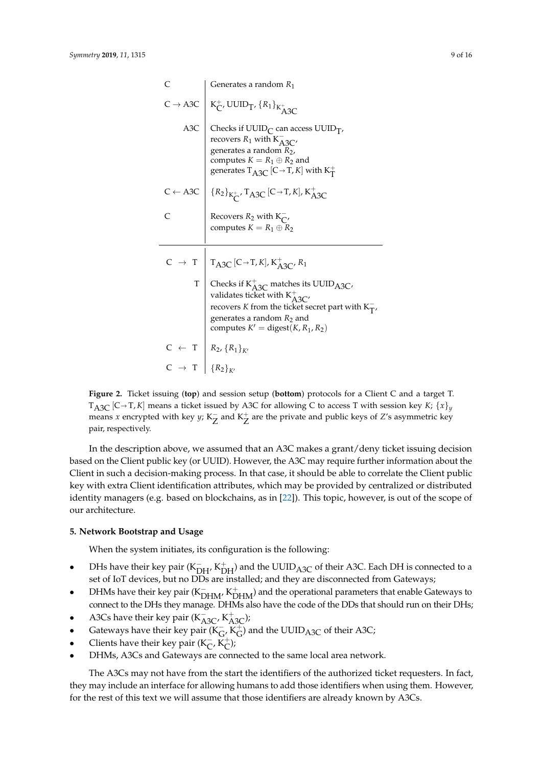| | |
|---|---|
| C | Generates a random $R_1$ |
| C → A3C | $K_C^+$, $UUID_T$, $\{R_1\}_{K_{A3C}^+}$ |
| A3C | Checks if $UUID_C$ can access $UUID_T$, recovers $R_1$ with $K_{A3C}^-$, generates a random $R_2$, computes $K = R_1 \oplus R_2$ and generates $T_{A3C}\,[C \rightarrow T, K]$ with $K_T^+$ |
| C ← A3C | $\{R_2\}_{K_C^+}$, $T_{A3C}\,[C \rightarrow T, K]$, $K_{A3C}^+$ |
| C | Recovers $R_2$ with $K_C^-$, computes $K = R_1 \oplus R_2$ |

| | |
|---|---|
| C → T | $T_{A3C}\,[C \rightarrow T, K]$, $K_{A3C}^+$, $R_1$ |
| T | Checks if $K_{A3C}^+$ matches its $UUID_{A3C}$, validates ticket with $K_{A3C}^+$, recovers $K$ from the ticket secret part with $K_T^-$, generates a random $R_2$ and computes $K' = \text{digest}(K, R_1, R_2)$ |
| C ← T | $R_2$, $\{R_1\}_{K'}$ |
| C → T | $\{R_2\}_{K'}$ |

**Figure 2.** Ticket issuing (**top**) and session setup (**bottom**) protocols for a Client C and a target T. $T_{A3C}\,[C \rightarrow T, K]$ means a ticket issued by A3C for allowing C to access T with session key $K$; $\{x\}_y$ means $x$ encrypted with key $y$; $K_Z^-$ and $K_Z^+$ are the private and public keys of $Z$'s asymmetric key pair, respectively.

In the description above, we assumed that an A3C makes a grant/deny ticket issuing decision based on the Client public key (or UUID). However, the A3C may require further information about the Client in such a decision-making process. In that case, it should be able to correlate the Client public key with extra Client identification attributes, which may be provided by centralized or distributed identity managers (e.g. based on blockchains, as in [22]). This topic, however, is out of the scope of our architecture.

### 5. Network Bootstrap and Usage

When the system initiates, its configuration is the following:

- DHs have their key pair ($K_{DH}^-$, $K_{DH}^+$) and the $UUID_{A3C}$ of their A3C. Each DH is connected to a set of IoT devices, but no DDs are installed; and they are disconnected from Gateways;
- DHMs have their key pair ($K_{DHM}^-$, $K_{DHM}^+$) and the operational parameters that enable Gateways to connect to the DHs they manage. DHMs also have the code of the DDs that should run on their DHs;
- A3Cs have their key pair ($K_{A3C}^-$, $K_{A3C}^+$);
- Gateways have their key pair ($K_G^-$, $K_G^+$) and the $UUID_{A3C}$ of their A3C;
- Clients have their key pair ($K_C^-$, $K_C^+$);
- DHMs, A3Cs and Gateways are connected to the same local area network.

The A3Cs may not have from the start the identifiers of the authorized ticket requesters. In fact, they may include an interface for allowing humans to add those identifiers when using them. However, for the rest of this text we will assume that those identifiers are already known by A3Cs.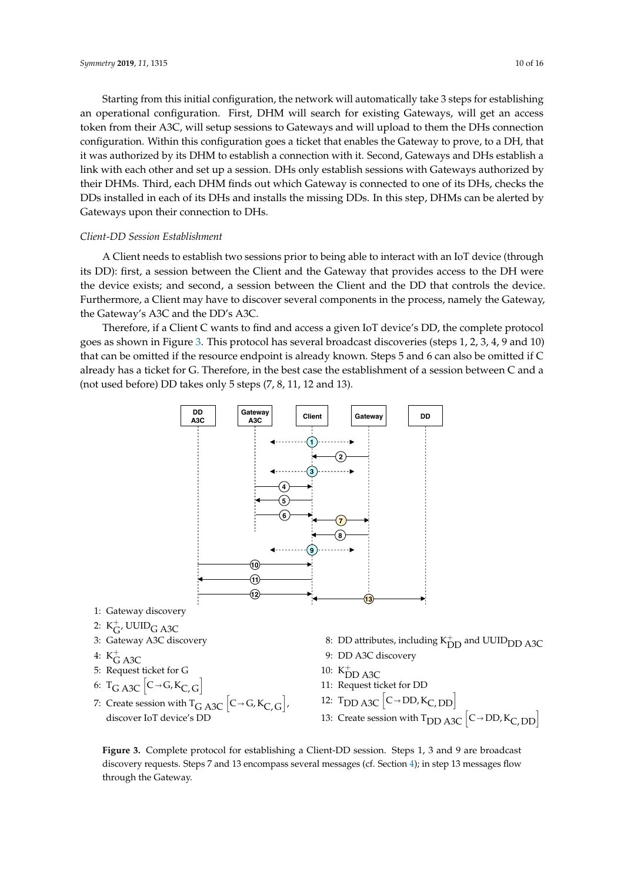Starting from this initial configuration, the network will automatically take 3 steps for establishing an operational configuration. First, DHM will search for existing Gateways, will get an access token from their A3C, will setup sessions to Gateways and will upload to them the DHs connection configuration. Within this configuration goes a ticket that enables the Gateway to prove, to a DH, that it was authorized by its DHM to establish a connection with it. Second, Gateways and DHs establish a link with each other and set up a session. DHs only establish sessions with Gateways authorized by their DHMs. Third, each DHM finds out which Gateway is connected to one of its DHs, checks the DDs installed in each of its DHs and installs the missing DDs. In this step, DHMs can be alerted by Gateways upon their connection to DHs.

*Client-DD Session Establishment*

A Client needs to establish two sessions prior to being able to interact with an IoT device (through its DD): first, a session between the Client and the Gateway that provides access to the DH were the device exists; and second, a session between the Client and the DD that controls the device. Furthermore, a Client may have to discover several components in the process, namely the Gateway, the Gateway's A3C and the DD's A3C.

Therefore, if a Client C wants to find and access a given IoT device's DD, the complete protocol goes as shown in Figure 3. This protocol has several broadcast discoveries (steps 1, 2, 3, 4, 9 and 10) that can be omitted if the resource endpoint is already known. Steps 5 and 6 can also be omitted if C already has a ticket for G. Therefore, in the best case the establishment of a session between C and a (not used before) DD takes only 5 steps (7, 8, 11, 12 and 13).

1: Gateway discovery
2: $K^+_G$, $UUID_{G\ A3C}$
3: Gateway A3C discovery
4: $K^+_{G\ A3C}$
5: Request ticket for G
6: $T_{G\ A3C}\left[C \rightarrow G, K_{C,G}\right]$
7: Create session with $T_{G\ A3C}\left[C \rightarrow G, K_{C,G}\right]$, discover IoT device's DD
8: DD attributes, including $K^+_{DD}$ and $UUID_{DD\ A3C}$
9: DD A3C discovery
10: $K^+_{DD\ A3C}$
11: Request ticket for DD
12: $T_{DD\ A3C}\left[C \rightarrow DD, K_{C,DD}\right]$
13: Create session with $T_{DD\ A3C}\left[C \rightarrow DD, K_{C,DD}\right]$

**Figure 3.** Complete protocol for establishing a Client-DD session. Steps 1, 3 and 9 are broadcast discovery requests. Steps 7 and 13 encompass several messages (cf. Section 4); in step 13 messages flow through the Gateway.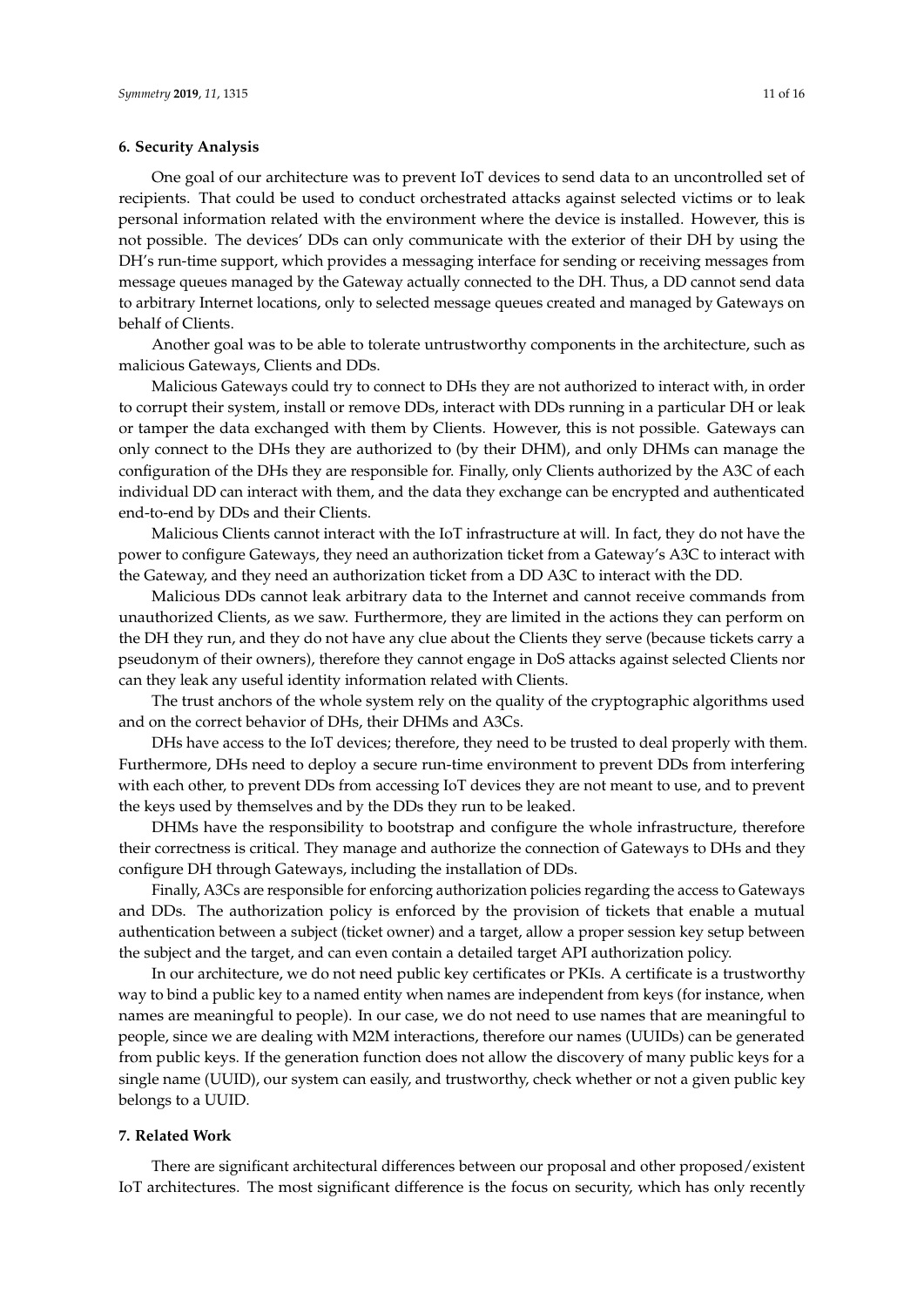## 6. Security Analysis

One goal of our architecture was to prevent IoT devices to send data to an uncontrolled set of recipients. That could be used to conduct orchestrated attacks against selected victims or to leak personal information related with the environment where the device is installed. However, this is not possible. The devices' DDs can only communicate with the exterior of their DH by using the DH's run-time support, which provides a messaging interface for sending or receiving messages from message queues managed by the Gateway actually connected to the DH. Thus, a DD cannot send data to arbitrary Internet locations, only to selected message queues created and managed by Gateways on behalf of Clients.

Another goal was to be able to tolerate untrustworthy components in the architecture, such as malicious Gateways, Clients and DDs.

Malicious Gateways could try to connect to DHs they are not authorized to interact with, in order to corrupt their system, install or remove DDs, interact with DDs running in a particular DH or leak or tamper the data exchanged with them by Clients. However, this is not possible. Gateways can only connect to the DHs they are authorized to (by their DHM), and only DHMs can manage the configuration of the DHs they are responsible for. Finally, only Clients authorized by the A3C of each individual DD can interact with them, and the data they exchange can be encrypted and authenticated end-to-end by DDs and their Clients.

Malicious Clients cannot interact with the IoT infrastructure at will. In fact, they do not have the power to configure Gateways, they need an authorization ticket from a Gateway's A3C to interact with the Gateway, and they need an authorization ticket from a DD A3C to interact with the DD.

Malicious DDs cannot leak arbitrary data to the Internet and cannot receive commands from unauthorized Clients, as we saw. Furthermore, they are limited in the actions they can perform on the DH they run, and they do not have any clue about the Clients they serve (because tickets carry a pseudonym of their owners), therefore they cannot engage in DoS attacks against selected Clients nor can they leak any useful identity information related with Clients.

The trust anchors of the whole system rely on the quality of the cryptographic algorithms used and on the correct behavior of DHs, their DHMs and A3Cs.

DHs have access to the IoT devices; therefore, they need to be trusted to deal properly with them. Furthermore, DHs need to deploy a secure run-time environment to prevent DDs from interfering with each other, to prevent DDs from accessing IoT devices they are not meant to use, and to prevent the keys used by themselves and by the DDs they run to be leaked.

DHMs have the responsibility to bootstrap and configure the whole infrastructure, therefore their correctness is critical. They manage and authorize the connection of Gateways to DHs and they configure DH through Gateways, including the installation of DDs.

Finally, A3Cs are responsible for enforcing authorization policies regarding the access to Gateways and DDs. The authorization policy is enforced by the provision of tickets that enable a mutual authentication between a subject (ticket owner) and a target, allow a proper session key setup between the subject and the target, and can even contain a detailed target API authorization policy.

In our architecture, we do not need public key certificates or PKIs. A certificate is a trustworthy way to bind a public key to a named entity when names are independent from keys (for instance, when names are meaningful to people). In our case, we do not need to use names that are meaningful to people, since we are dealing with M2M interactions, therefore our names (UUIDs) can be generated from public keys. If the generation function does not allow the discovery of many public keys for a single name (UUID), our system can easily, and trustworthy, check whether or not a given public key belongs to a UUID.

## 7. Related Work

There are significant architectural differences between our proposal and other proposed/existent IoT architectures. The most significant difference is the focus on security, which has only recently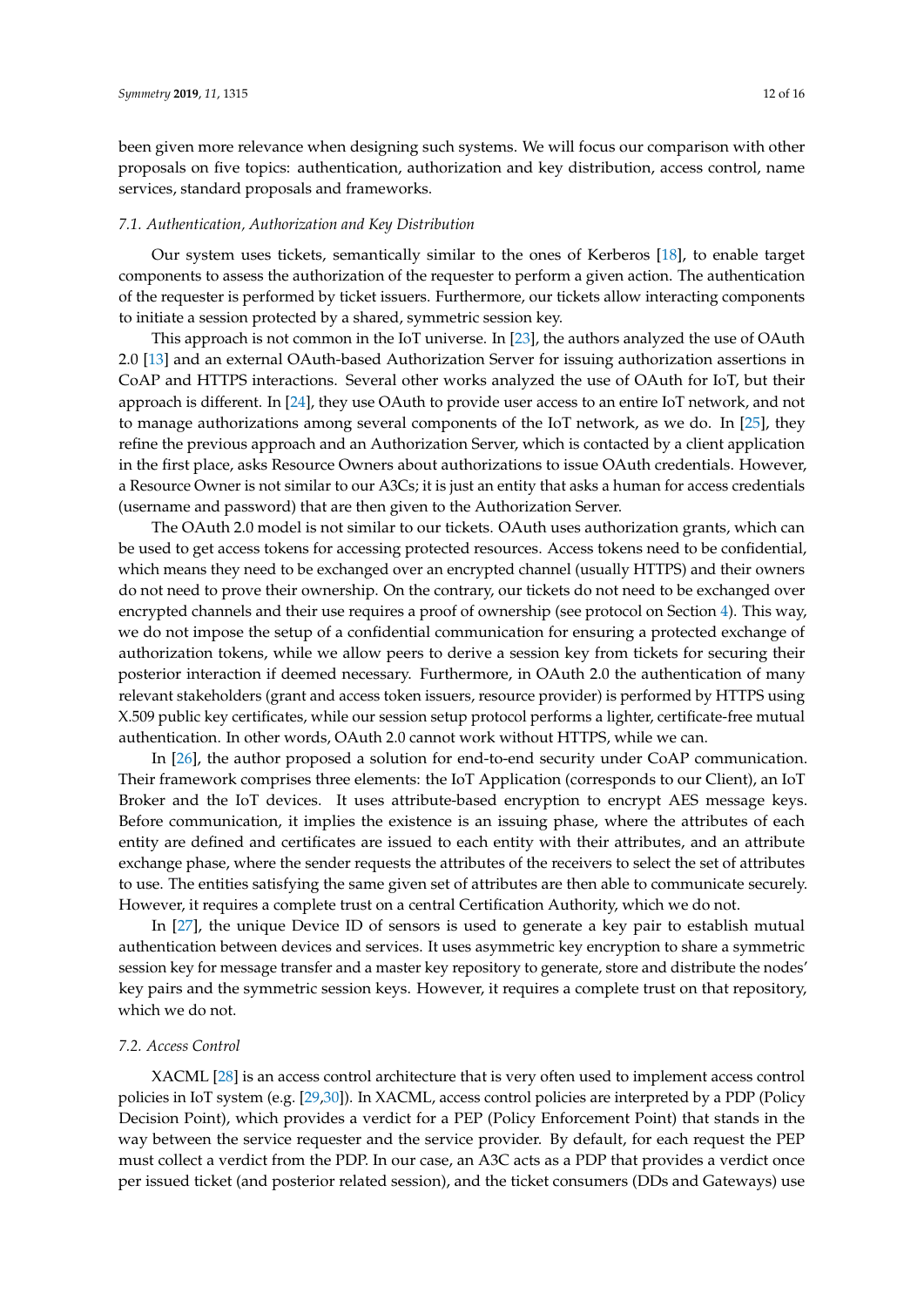been given more relevance when designing such systems. We will focus our comparison with other proposals on five topics: authentication, authorization and key distribution, access control, name services, standard proposals and frameworks.

### 7.1. Authentication, Authorization and Key Distribution

Our system uses tickets, semantically similar to the ones of Kerberos [18], to enable target components to assess the authorization of the requester to perform a given action. The authentication of the requester is performed by ticket issuers. Furthermore, our tickets allow interacting components to initiate a session protected by a shared, symmetric session key.

This approach is not common in the IoT universe. In [23], the authors analyzed the use of OAuth 2.0 [13] and an external OAuth-based Authorization Server for issuing authorization assertions in CoAP and HTTPS interactions. Several other works analyzed the use of OAuth for IoT, but their approach is different. In [24], they use OAuth to provide user access to an entire IoT network, and not to manage authorizations among several components of the IoT network, as we do. In [25], they refine the previous approach and an Authorization Server, which is contacted by a client application in the first place, asks Resource Owners about authorizations to issue OAuth credentials. However, a Resource Owner is not similar to our A3Cs; it is just an entity that asks a human for access credentials (username and password) that are then given to the Authorization Server.

The OAuth 2.0 model is not similar to our tickets. OAuth uses authorization grants, which can be used to get access tokens for accessing protected resources. Access tokens need to be confidential, which means they need to be exchanged over an encrypted channel (usually HTTPS) and their owners do not need to prove their ownership. On the contrary, our tickets do not need to be exchanged over encrypted channels and their use requires a proof of ownership (see protocol on Section 4). This way, we do not impose the setup of a confidential communication for ensuring a protected exchange of authorization tokens, while we allow peers to derive a session key from tickets for securing their posterior interaction if deemed necessary. Furthermore, in OAuth 2.0 the authentication of many relevant stakeholders (grant and access token issuers, resource provider) is performed by HTTPS using X.509 public key certificates, while our session setup protocol performs a lighter, certificate-free mutual authentication. In other words, OAuth 2.0 cannot work without HTTPS, while we can.

In [26], the author proposed a solution for end-to-end security under CoAP communication. Their framework comprises three elements: the IoT Application (corresponds to our Client), an IoT Broker and the IoT devices. It uses attribute-based encryption to encrypt AES message keys. Before communication, it implies the existence is an issuing phase, where the attributes of each entity are defined and certificates are issued to each entity with their attributes, and an attribute exchange phase, where the sender requests the attributes of the receivers to select the set of attributes to use. The entities satisfying the same given set of attributes are then able to communicate securely. However, it requires a complete trust on a central Certification Authority, which we do not.

In [27], the unique Device ID of sensors is used to generate a key pair to establish mutual authentication between devices and services. It uses asymmetric key encryption to share a symmetric session key for message transfer and a master key repository to generate, store and distribute the nodes' key pairs and the symmetric session keys. However, it requires a complete trust on that repository, which we do not.

### 7.2. Access Control

XACML [28] is an access control architecture that is very often used to implement access control policies in IoT system (e.g. [29,30]). In XACML, access control policies are interpreted by a PDP (Policy Decision Point), which provides a verdict for a PEP (Policy Enforcement Point) that stands in the way between the service requester and the service provider. By default, for each request the PEP must collect a verdict from the PDP. In our case, an A3C acts as a PDP that provides a verdict once per issued ticket (and posterior related session), and the ticket consumers (DDs and Gateways) use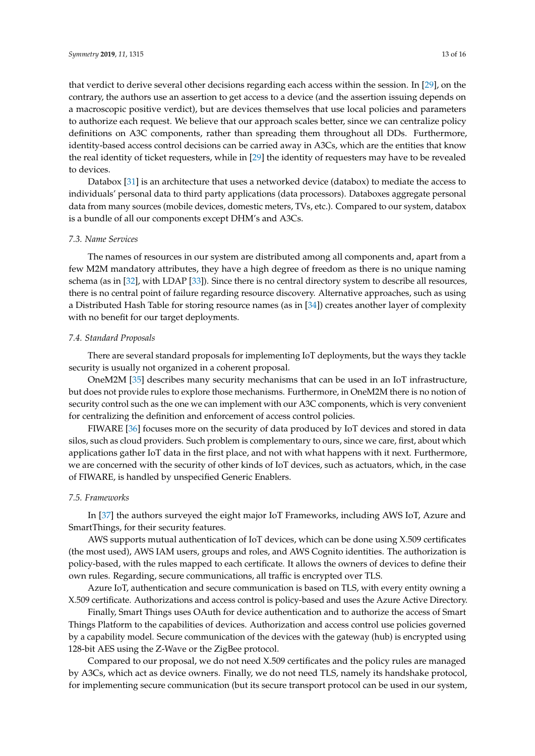that verdict to derive several other decisions regarding each access within the session. In [29], on the contrary, the authors use an assertion to get access to a device (and the assertion issuing depends on a macroscopic positive verdict), but are devices themselves that use local policies and parameters to authorize each request. We believe that our approach scales better, since we can centralize policy definitions on A3C components, rather than spreading them throughout all DDs. Furthermore, identity-based access control decisions can be carried away in A3Cs, which are the entities that know the real identity of ticket requesters, while in [29] the identity of requesters may have to be revealed to devices.

Databox [31] is an architecture that uses a networked device (databox) to mediate the access to individuals' personal data to third party applications (data processors). Databoxes aggregate personal data from many sources (mobile devices, domestic meters, TVs, etc.). Compared to our system, databox is a bundle of all our components except DHM's and A3Cs.

### *7.3. Name Services*

The names of resources in our system are distributed among all components and, apart from a few M2M mandatory attributes, they have a high degree of freedom as there is no unique naming schema (as in [32], with LDAP [33]). Since there is no central directory system to describe all resources, there is no central point of failure regarding resource discovery. Alternative approaches, such as using a Distributed Hash Table for storing resource names (as in [34]) creates another layer of complexity with no benefit for our target deployments.

### *7.4. Standard Proposals*

There are several standard proposals for implementing IoT deployments, but the ways they tackle security is usually not organized in a coherent proposal.

OneM2M [35] describes many security mechanisms that can be used in an IoT infrastructure, but does not provide rules to explore those mechanisms. Furthermore, in OneM2M there is no notion of security control such as the one we can implement with our A3C components, which is very convenient for centralizing the definition and enforcement of access control policies.

FIWARE [36] focuses more on the security of data produced by IoT devices and stored in data silos, such as cloud providers. Such problem is complementary to ours, since we care, first, about which applications gather IoT data in the first place, and not with what happens with it next. Furthermore, we are concerned with the security of other kinds of IoT devices, such as actuators, which, in the case of FIWARE, is handled by unspecified Generic Enablers.

### *7.5. Frameworks*

In [37] the authors surveyed the eight major IoT Frameworks, including AWS IoT, Azure and SmartThings, for their security features.

AWS supports mutual authentication of IoT devices, which can be done using X.509 certificates (the most used), AWS IAM users, groups and roles, and AWS Cognito identities. The authorization is policy-based, with the rules mapped to each certificate. It allows the owners of devices to define their own rules. Regarding, secure communications, all traffic is encrypted over TLS.

Azure IoT, authentication and secure communication is based on TLS, with every entity owning a X.509 certificate. Authorizations and access control is policy-based and uses the Azure Active Directory.

Finally, Smart Things uses OAuth for device authentication and to authorize the access of Smart Things Platform to the capabilities of devices. Authorization and access control use policies governed by a capability model. Secure communication of the devices with the gateway (hub) is encrypted using 128-bit AES using the Z-Wave or the ZigBee protocol.

Compared to our proposal, we do not need X.509 certificates and the policy rules are managed by A3Cs, which act as device owners. Finally, we do not need TLS, namely its handshake protocol, for implementing secure communication (but its secure transport protocol can be used in our system,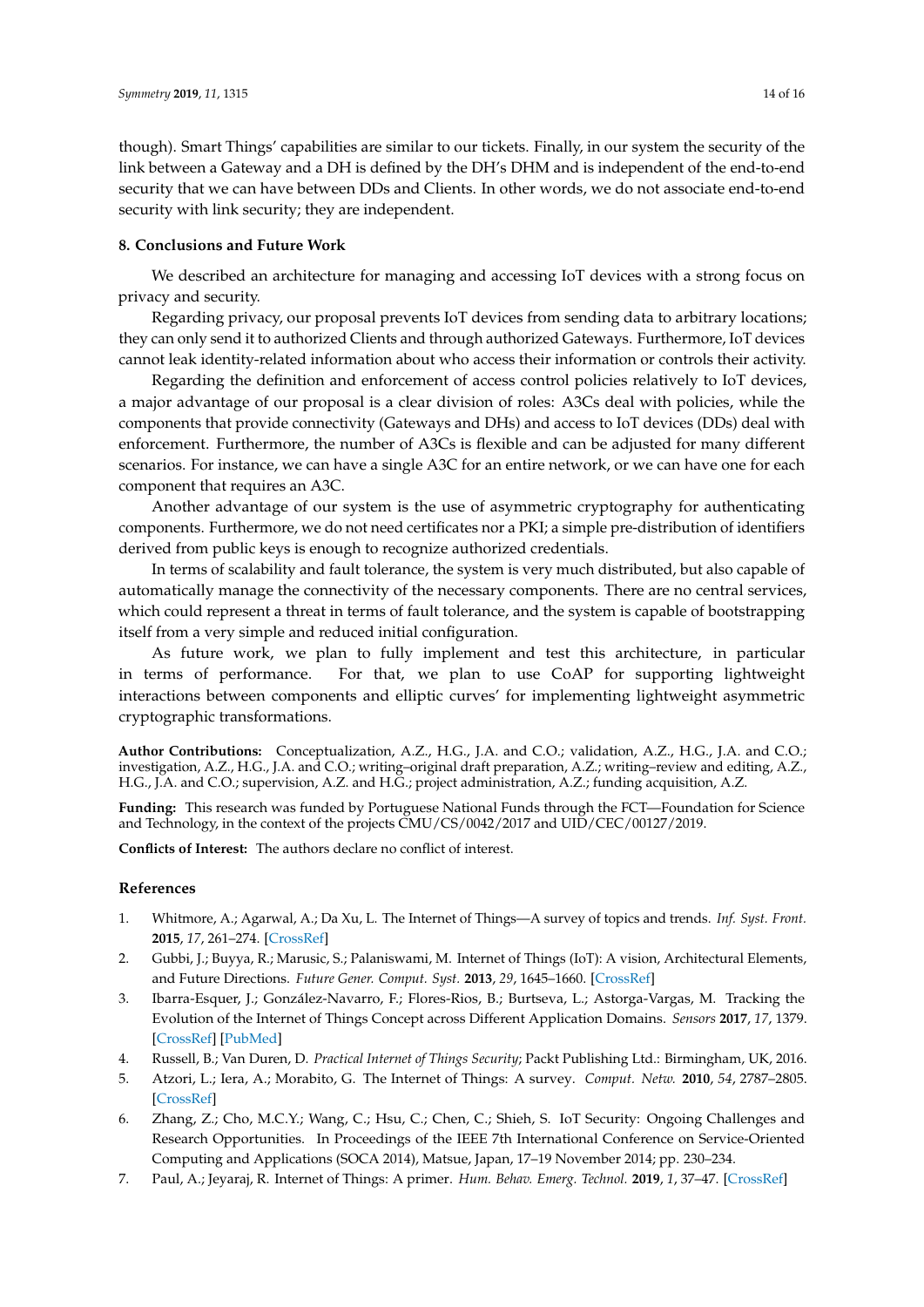though). Smart Things' capabilities are similar to our tickets. Finally, in our system the security of the link between a Gateway and a DH is defined by the DH's DHM and is independent of the end-to-end security that we can have between DDs and Clients. In other words, we do not associate end-to-end security with link security; they are independent.

## 8. Conclusions and Future Work

We described an architecture for managing and accessing IoT devices with a strong focus on privacy and security.

Regarding privacy, our proposal prevents IoT devices from sending data to arbitrary locations; they can only send it to authorized Clients and through authorized Gateways. Furthermore, IoT devices cannot leak identity-related information about who access their information or controls their activity.

Regarding the definition and enforcement of access control policies relatively to IoT devices, a major advantage of our proposal is a clear division of roles: A3Cs deal with policies, while the components that provide connectivity (Gateways and DHs) and access to IoT devices (DDs) deal with enforcement. Furthermore, the number of A3Cs is flexible and can be adjusted for many different scenarios. For instance, we can have a single A3C for an entire network, or we can have one for each component that requires an A3C.

Another advantage of our system is the use of asymmetric cryptography for authenticating components. Furthermore, we do not need certificates nor a PKI; a simple pre-distribution of identifiers derived from public keys is enough to recognize authorized credentials.

In terms of scalability and fault tolerance, the system is very much distributed, but also capable of automatically manage the connectivity of the necessary components. There are no central services, which could represent a threat in terms of fault tolerance, and the system is capable of bootstrapping itself from a very simple and reduced initial configuration.

As future work, we plan to fully implement and test this architecture, in particular in terms of performance. For that, we plan to use CoAP for supporting lightweight interactions between components and elliptic curves' for implementing lightweight asymmetric cryptographic transformations.

**Author Contributions:** Conceptualization, A.Z., H.G., J.A. and C.O.; validation, A.Z., H.G., J.A. and C.O.; investigation, A.Z., H.G., J.A. and C.O.; writing–original draft preparation, A.Z.; writing–review and editing, A.Z., H.G., J.A. and C.O.; supervision, A.Z. and H.G.; project administration, A.Z.; funding acquisition, A.Z.

**Funding:** This research was funded by Portuguese National Funds through the FCT—Foundation for Science and Technology, in the context of the projects CMU/CS/0042/2017 and UID/CEC/00127/2019.

**Conflicts of Interest:** The authors declare no conflict of interest.

## References

1. Whitmore, A.; Agarwal, A.; Da Xu, L. The Internet of Things—A survey of topics and trends. *Inf. Syst. Front.* **2015**, *17*, 261–274. [CrossRef]
2. Gubbi, J.; Buyya, R.; Marusic, S.; Palaniswami, M. Internet of Things (IoT): A vision, Architectural Elements, and Future Directions. *Future Gener. Comput. Syst.* **2013**, *29*, 1645–1660. [CrossRef]
3. Ibarra-Esquer, J.; González-Navarro, F.; Flores-Rios, B.; Burtseva, L.; Astorga-Vargas, M. Tracking the Evolution of the Internet of Things Concept across Different Application Domains. *Sensors* **2017**, *17*, 1379. [CrossRef] [PubMed]
4. Russell, B.; Van Duren, D. *Practical Internet of Things Security*; Packt Publishing Ltd.: Birmingham, UK, 2016.
5. Atzori, L.; Iera, A.; Morabito, G. The Internet of Things: A survey. *Comput. Netw.* **2010**, *54*, 2787–2805. [CrossRef]
6. Zhang, Z.; Cho, M.C.Y.; Wang, C.; Hsu, C.; Chen, C.; Shieh, S. IoT Security: Ongoing Challenges and Research Opportunities. In Proceedings of the IEEE 7th International Conference on Service-Oriented Computing and Applications (SOCA 2014), Matsue, Japan, 17–19 November 2014; pp. 230–234.
7. Paul, A.; Jeyaraj, R. Internet of Things: A primer. *Hum. Behav. Emerg. Technol.* **2019**, *1*, 37–47. [CrossRef]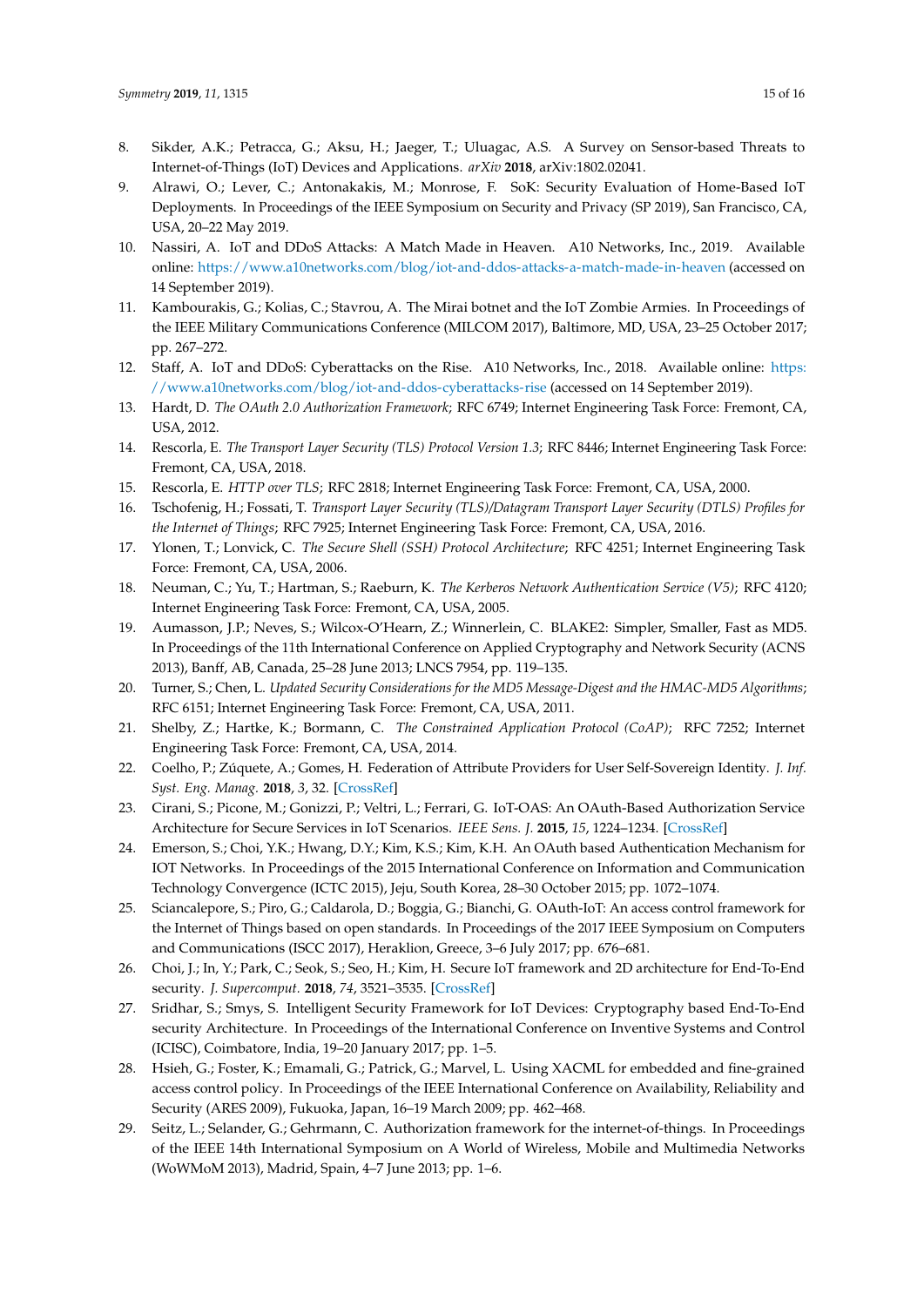8. Sikder, A.K.; Petracca, G.; Aksu, H.; Jaeger, T.; Uluagac, A.S. A Survey on Sensor-based Threats to Internet-of-Things (IoT) Devices and Applications. *arXiv* **2018**, arXiv:1802.02041.
9. Alrawi, O.; Lever, C.; Antonakakis, M.; Monrose, F. SoK: Security Evaluation of Home-Based IoT Deployments. In Proceedings of the IEEE Symposium on Security and Privacy (SP 2019), San Francisco, CA, USA, 20–22 May 2019.
10. Nassiri, A. IoT and DDoS Attacks: A Match Made in Heaven. A10 Networks, Inc., 2019. Available online: https://www.a10networks.com/blog/iot-and-ddos-attacks-a-match-made-in-heaven (accessed on 14 September 2019).
11. Kambourakis, G.; Kolias, C.; Stavrou, A. The Mirai botnet and the IoT Zombie Armies. In Proceedings of the IEEE Military Communications Conference (MILCOM 2017), Baltimore, MD, USA, 23–25 October 2017; pp. 267–272.
12. Staff, A. IoT and DDoS: Cyberattacks on the Rise. A10 Networks, Inc., 2018. Available online: https://www.a10networks.com/blog/iot-and-ddos-cyberattacks-rise (accessed on 14 September 2019).
13. Hardt, D. *The OAuth 2.0 Authorization Framework*; RFC 6749; Internet Engineering Task Force: Fremont, CA, USA, 2012.
14. Rescorla, E. *The Transport Layer Security (TLS) Protocol Version 1.3*; RFC 8446; Internet Engineering Task Force: Fremont, CA, USA, 2018.
15. Rescorla, E. *HTTP over TLS*; RFC 2818; Internet Engineering Task Force: Fremont, CA, USA, 2000.
16. Tschofenig, H.; Fossati, T. *Transport Layer Security (TLS)/Datagram Transport Layer Security (DTLS) Profiles for the Internet of Things*; RFC 7925; Internet Engineering Task Force: Fremont, CA, USA, 2016.
17. Ylonen, T.; Lonvick, C. *The Secure Shell (SSH) Protocol Architecture*; RFC 4251; Internet Engineering Task Force: Fremont, CA, USA, 2006.
18. Neuman, C.; Yu, T.; Hartman, S.; Raeburn, K. *The Kerberos Network Authentication Service (V5)*; RFC 4120; Internet Engineering Task Force: Fremont, CA, USA, 2005.
19. Aumasson, J.P.; Neves, S.; Wilcox-O'Hearn, Z.; Winnerlein, C. BLAKE2: Simpler, Smaller, Fast as MD5. In Proceedings of the 11th International Conference on Applied Cryptography and Network Security (ACNS 2013), Banff, AB, Canada, 25–28 June 2013; LNCS 7954, pp. 119–135.
20. Turner, S.; Chen, L. *Updated Security Considerations for the MD5 Message-Digest and the HMAC-MD5 Algorithms*; RFC 6151; Internet Engineering Task Force: Fremont, CA, USA, 2011.
21. Shelby, Z.; Hartke, K.; Bormann, C. *The Constrained Application Protocol (CoAP)*; RFC 7252; Internet Engineering Task Force: Fremont, CA, USA, 2014.
22. Coelho, P.; Zúquete, A.; Gomes, H. Federation of Attribute Providers for User Self-Sovereign Identity. *J. Inf. Syst. Eng. Manag.* **2018**, *3*, 32. [CrossRef]
23. Cirani, S.; Picone, M.; Gonizzi, P.; Veltri, L.; Ferrari, G. IoT-OAS: An OAuth-Based Authorization Service Architecture for Secure Services in IoT Scenarios. *IEEE Sens. J.* **2015**, *15*, 1224–1234. [CrossRef]
24. Emerson, S.; Choi, Y.K.; Hwang, D.Y.; Kim, K.S.; Kim, K.H. An OAuth based Authentication Mechanism for IOT Networks. In Proceedings of the 2015 International Conference on Information and Communication Technology Convergence (ICTC 2015), Jeju, South Korea, 28–30 October 2015; pp. 1072–1074.
25. Sciancalepore, S.; Piro, G.; Caldarola, D.; Boggia, G.; Bianchi, G. OAuth-IoT: An access control framework for the Internet of Things based on open standards. In Proceedings of the 2017 IEEE Symposium on Computers and Communications (ISCC 2017), Heraklion, Greece, 3–6 July 2017; pp. 676–681.
26. Choi, J.; In, Y.; Park, C.; Seok, S.; Seo, H.; Kim, H. Secure IoT framework and 2D architecture for End-To-End security. *J. Supercomput.* **2018**, *74*, 3521–3535. [CrossRef]
27. Sridhar, S.; Smys, S. Intelligent Security Framework for IoT Devices: Cryptography based End-To-End security Architecture. In Proceedings of the International Conference on Inventive Systems and Control (ICISC), Coimbatore, India, 19–20 January 2017; pp. 1–5.
28. Hsieh, G.; Foster, K.; Emamali, G.; Patrick, G.; Marvel, L. Using XACML for embedded and fine-grained access control policy. In Proceedings of the IEEE International Conference on Availability, Reliability and Security (ARES 2009), Fukuoka, Japan, 16–19 March 2009; pp. 462–468.
29. Seitz, L.; Selander, G.; Gehrmann, C. Authorization framework for the internet-of-things. In Proceedings of the IEEE 14th International Symposium on A World of Wireless, Mobile and Multimedia Networks (WoWMoM 2013), Madrid, Spain, 4–7 June 2013; pp. 1–6.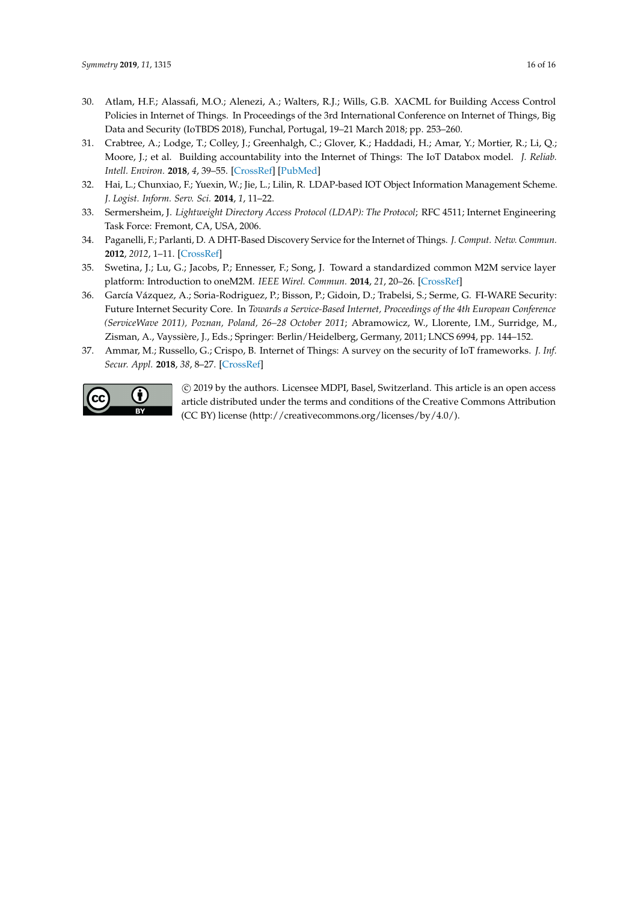30. Atlam, H.F.; Alassafi, M.O.; Alenezi, A.; Walters, R.J.; Wills, G.B. XACML for Building Access Control Policies in Internet of Things. In Proceedings of the 3rd International Conference on Internet of Things, Big Data and Security (IoTBDS 2018), Funchal, Portugal, 19–21 March 2018; pp. 253–260.
31. Crabtree, A.; Lodge, T.; Colley, J.; Greenhalgh, C.; Glover, K.; Haddadi, H.; Amar, Y.; Mortier, R.; Li, Q.; Moore, J.; et al. Building accountability into the Internet of Things: The IoT Databox model. *J. Reliab. Intell. Environ.* **2018**, *4*, 39–55. [CrossRef] [PubMed]
32. Hai, L.; Chunxiao, F.; Yuexin, W.; Jie, L.; Lilin, R. LDAP-based IOT Object Information Management Scheme. *J. Logist. Inform. Serv. Sci.* **2014**, *1*, 11–22.
33. Sermersheim, J. *Lightweight Directory Access Protocol (LDAP): The Protocol*; RFC 4511; Internet Engineering Task Force: Fremont, CA, USA, 2006.
34. Paganelli, F.; Parlanti, D. A DHT-Based Discovery Service for the Internet of Things. *J. Comput. Netw. Commun.* **2012**, *2012*, 1–11. [CrossRef]
35. Swetina, J.; Lu, G.; Jacobs, P.; Ennesser, F.; Song, J. Toward a standardized common M2M service layer platform: Introduction to oneM2M. *IEEE Wirel. Commun.* **2014**, *21*, 20–26. [CrossRef]
36. García Vázquez, A.; Soria-Rodriguez, P.; Bisson, P.; Gidoin, D.; Trabelsi, S.; Serme, G. FI-WARE Security: Future Internet Security Core. In *Towards a Service-Based Internet, Proceedings of the 4th European Conference (ServiceWave 2011), Poznan, Poland, 26–28 October 2011*; Abramowicz, W., Llorente, I.M., Surridge, M., Zisman, A., Vayssière, J., Eds.; Springer: Berlin/Heidelberg, Germany, 2011; LNCS 6994, pp. 144–152.
37. Ammar, M.; Russello, G.; Crispo, B. Internet of Things: A survey on the security of IoT frameworks. *J. Inf. Secur. Appl.* **2018**, *38*, 8–27. [CrossRef]

© 2019 by the authors. Licensee MDPI, Basel, Switzerland. This article is an open access article distributed under the terms and conditions of the Creative Commons Attribution (CC BY) license (http://creativecommons.org/licenses/by/4.0/).